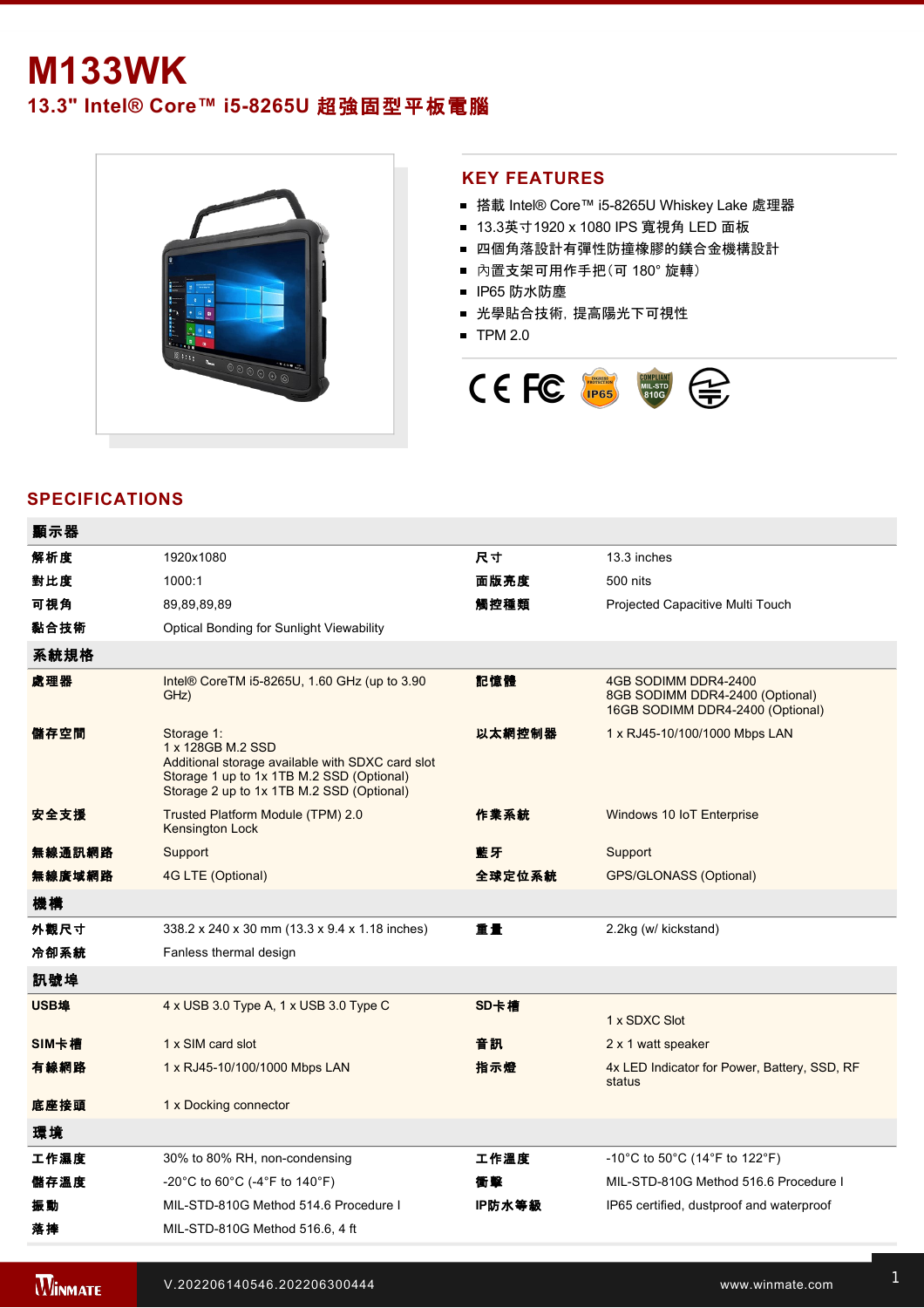# M133WK

## 13.3" Intel® Core™ i5-8265U 超強固型平板電腦

## KEY FEATURES

- 搭載 Intel® Core™ i5-8265U Whiskey Lake 處理器
- 13.3英寸1920 x 1080 IPS 寬視角 LED 面板
- 四個角落設計有彈性防撞橡膠的鎂合金機構設計
- 內置支架可用作手把(可 180° 旋轉)
- IP65 防水防塵
- 光學貼合技術，提高陽光下可視性
- TPM 2.0

## SPECIFICATIONS

| 顯示器 | | | |
|---|---|---|---|
| 解析度 | 1920x1080 | 尺寸 | 13.3 inches |
| 對比度 | 1000:1 | 面版亮度 | 500 nits |
| 可視角 | 89,89,89,89 | 觸控種類 | Projected Capacitive Multi Touch |
| 黏合技術 | Optical Bonding for Sunlight Viewability | | |
| **系統規格** | | | |
| 處理器 | Intel® CoreTM i5-8265U, 1.60 GHz (up to 3.90 GHz) | 記憶體 | 4GB SODIMM DDR4-2400<br>8GB SODIMM DDR4-2400 (Optional)<br>16GB SODIMM DDR4-2400 (Optional) |
| 儲存空間 | Storage 1:<br>1 x 128GB M.2 SSD<br>Additional storage available with SDXC card slot<br>Storage 1 up to 1x 1TB M.2 SSD (Optional)<br>Storage 2 up to 1x 1TB M.2 SSD (Optional) | 以太網控制器 | 1 x RJ45-10/100/1000 Mbps LAN |
| 安全支援 | Trusted Platform Module (TPM) 2.0<br>Kensington Lock | 作業系統 | Windows 10 IoT Enterprise |
| 無線通訊網路 | Support | 藍牙 | Support |
| 無線廣域網路 | 4G LTE (Optional) | 全球定位系統 | GPS/GLONASS (Optional) |
| **機構** | | | |
| 外觀尺寸 | 338.2 x 240 x 30 mm (13.3 x 9.4 x 1.18 inches) | 重量 | 2.2kg (w/ kickstand) |
| 冷卻系統 | Fanless thermal design | | |
| **訊號埠** | | | |
| USB埠 | 4 x USB 3.0 Type A, 1 x USB 3.0 Type C | SD卡槽 | 1 x SDXC Slot |
| SIM卡槽 | 1 x SIM card slot | 音訊 | 2 x 1 watt speaker |
| 有線網路 | 1 x RJ45-10/100/1000 Mbps LAN | 指示燈 | 4x LED Indicator for Power, Battery, SSD, RF status |
| 底座接頭 | 1 x Docking connector | | |
| **環境** | | | |
| 工作濕度 | 30% to 80% RH, non-condensing | 工作溫度 | -10°C to 50°C (14°F to 122°F) |
| 儲存溫度 | -20°C to 60°C (-4°F to 140°F) | 衝擊 | MIL-STD-810G Method 516.6 Procedure I |
| 振動 | MIL-STD-810G Method 514.6 Procedure I | IP防水等級 | IP65 certified, dustproof and waterproof |
| 落摔 | MIL-STD-810G Method 516.6, 4 ft | | |

V.202206140546.202206300444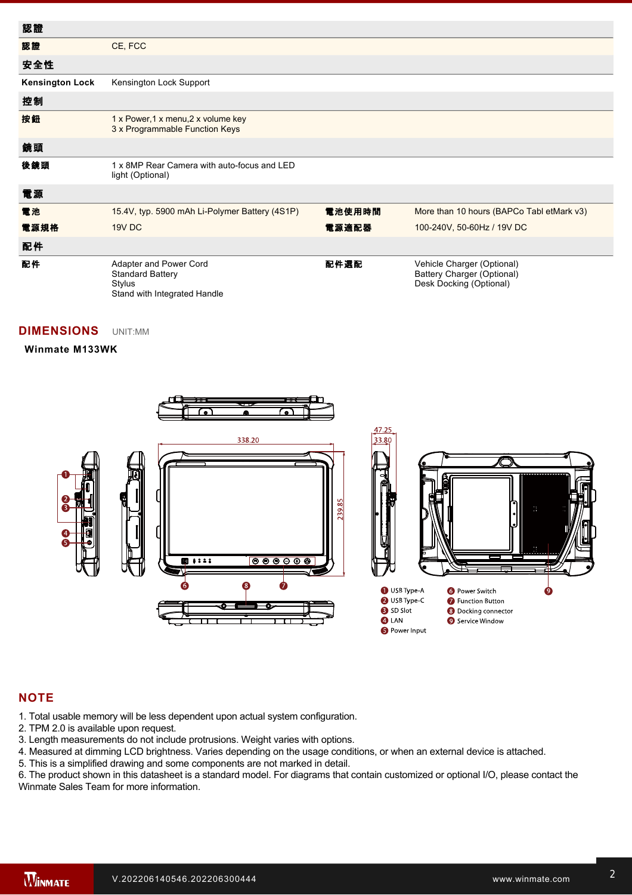## 認證

| | |
|---|---|
| 認證 | CE, FCC |

## 安全性

| | |
|---|---|
| Kensington Lock | Kensington Lock Support |

## 控制

| | |
|---|---|
| 按鈕 | 1 x Power,1 x menu,2 x volume key<br>3 x Programmable Function Keys |

## 鏡頭

| | |
|---|---|
| 後鏡頭 | 1 x 8MP Rear Camera with auto-focus and LED light (Optional) |

## 電源

| | | | |
|---|---|---|---|
| 電池 | 15.4V, typ. 5900 mAh Li-Polymer Battery (4S1P) | 電池使用時間 | More than 10 hours (BAPCo Tabl etMark v3) |
| 電源規格 | 19V DC | 電源適配器 | 100-240V, 50-60Hz / 19V DC |

## 配件

| | | | |
|---|---|---|---|
| 配件 | Adapter and Power Cord<br>Standard Battery<br>Stylus<br>Stand with Integrated Handle | 配件選配 | Vehicle Charger (Optional)<br>Battery Charger (Optional)<br>Desk Docking (Optional) |

## DIMENSIONS UNIT:MM

**Winmate M133WK**

338.20
239.85
47.25
33.80

1 USB Type-A
2 USB Type-C
3 SD Slot
4 LAN
5 Power Input
6 Power Switch
7 Function Button
8 Docking connector
9 Service Window

## NOTE

1. Total usable memory will be less dependent upon actual system configuration.
2. TPM 2.0 is available upon request.
3. Length measurements do not include protrusions. Weight varies with options.
4. Measured at dimming LCD brightness. Varies depending on the usage conditions, or when an external device is attached.
5. This is a simplified drawing and some components are not marked in detail.
6. The product shown in this datasheet is a standard model. For diagrams that contain customized or optional I/O, please contact the Winmate Sales Team for more information.